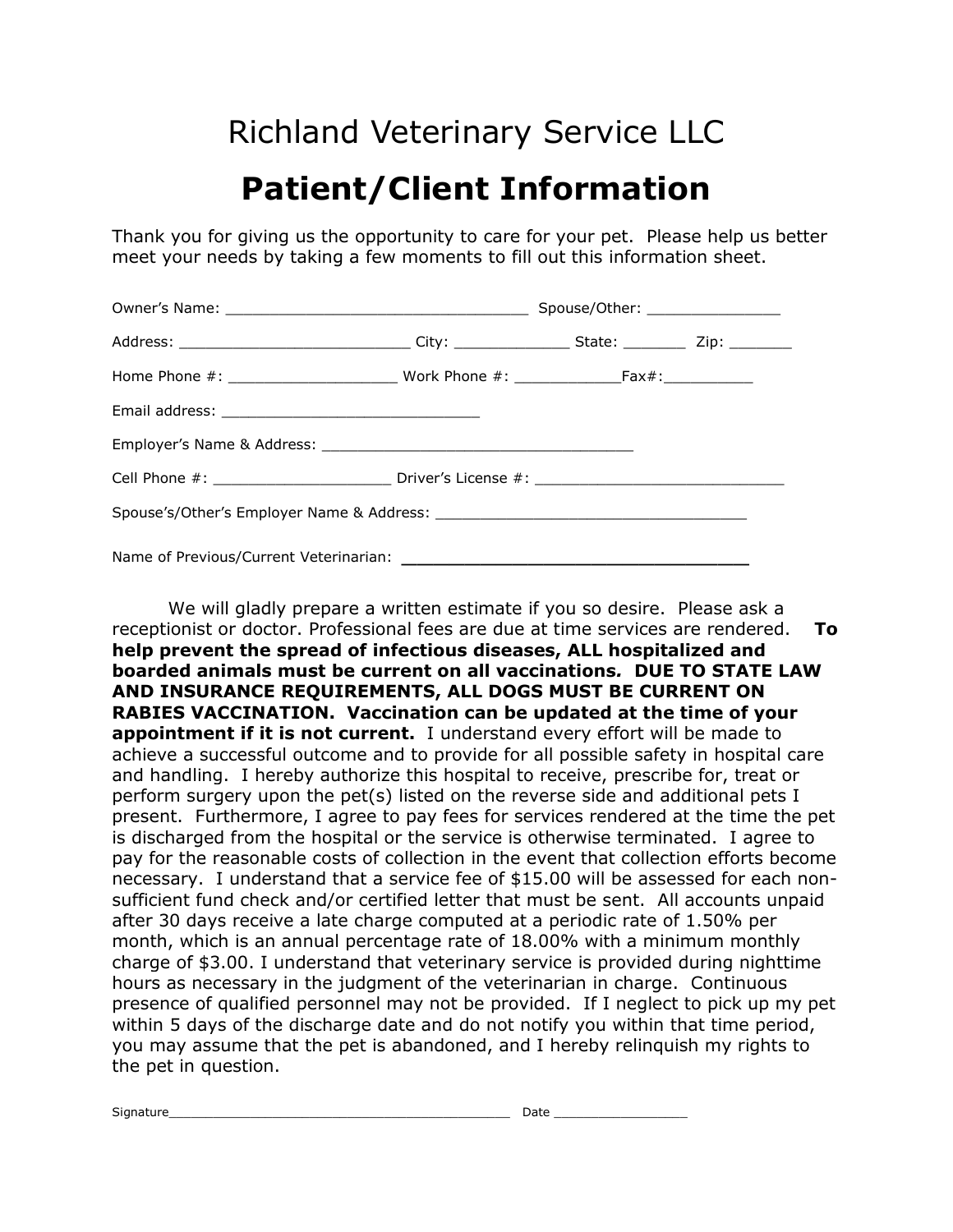# Richland Veterinary Service LLC

## Patient/Client Information

Thank you for giving us the opportunity to care for your pet. Please help us better meet your needs by taking a few moments to fill out this information sheet.

Owner's Name: _________________________________ Spouse/Other: ______________

Address: __________________________ City: _____________ State: _______ Zip: _______

Home Phone #: __________________ Work Phone #: ____________Fax#:__________

Email address: ____________________________

Employer's Name & Address: __________________________________

Cell Phone #: ___________________ Driver's License #: ___________________________

Spouse's/Other's Employer Name & Address: __________________________________

Name of Previous/Current Veterinarian: __________________________________

We will gladly prepare a written estimate if you so desire. Please ask a receptionist or doctor. Professional fees are due at time services are rendered. **To help prevent the spread of infectious diseases, ALL hospitalized and boarded animals must be current on all vaccinations. DUE TO STATE LAW AND INSURANCE REQUIREMENTS, ALL DOGS MUST BE CURRENT ON RABIES VACCINATION. Vaccination can be updated at the time of your appointment if it is not current.** I understand every effort will be made to achieve a successful outcome and to provide for all possible safety in hospital care and handling. I hereby authorize this hospital to receive, prescribe for, treat or perform surgery upon the pet(s) listed on the reverse side and additional pets I present. Furthermore, I agree to pay fees for services rendered at the time the pet is discharged from the hospital or the service is otherwise terminated. I agree to pay for the reasonable costs of collection in the event that collection efforts become necessary. I understand that a service fee of $15.00 will be assessed for each non-sufficient fund check and/or certified letter that must be sent. All accounts unpaid after 30 days receive a late charge computed at a periodic rate of 1.50% per month, which is an annual percentage rate of 18.00% with a minimum monthly charge of $3.00. I understand that veterinary service is provided during nighttime hours as necessary in the judgment of the veterinarian in charge. Continuous presence of qualified personnel may not be provided. If I neglect to pick up my pet within 5 days of the discharge date and do not notify you within that time period, you may assume that the pet is abandoned, and I hereby relinquish my rights to the pet in question.

Signature_________________________________________ Date ________________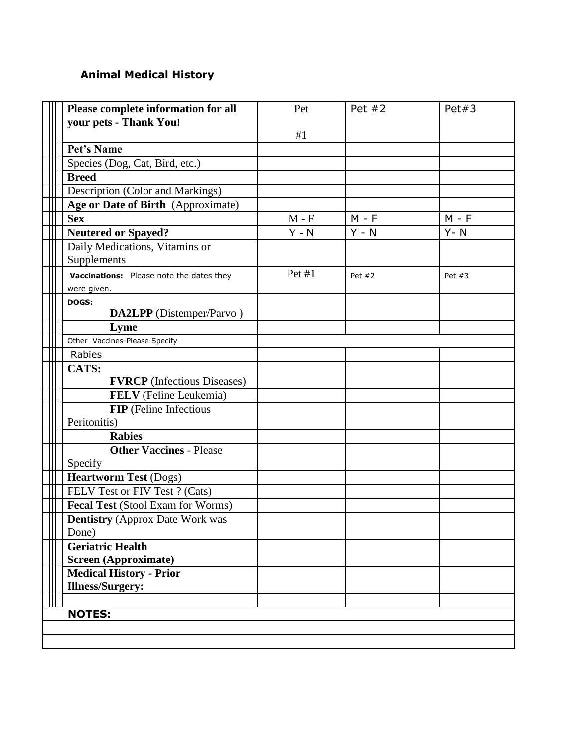**Animal Medical History**

| Please complete information for all your pets - Thank You! | Pet #1 | Pet #2 | Pet#3 |
|---|---|---|---|
| **Pet's Name** | | | |
| Species (Dog, Cat, Bird, etc.) | | | |
| **Breed** | | | |
| Description (Color and Markings) | | | |
| **Age or Date of Birth** (Approximate) | | | |
| **Sex** | M - F | M - F | M - F |
| **Neutered or Spayed?** | Y - N | Y - N | Y- N |
| Daily Medications, Vitamins or Supplements | | | |
| **Vaccinations:** Please note the dates they were given. | Pet #1 | Pet #2 | Pet #3 |
| **DOGS:** **DA2LPP** (Distemper/Parvo ) | | | |
| **Lyme** | | | |
| Other Vaccines-Please Specify | | | |
| Rabies | | | |
| **CATS:** **FVRCP** (Infectious Diseases) | | | |
| **FELV** (Feline Leukemia) | | | |
| **FIP** (Feline Infectious Peritonitis) | | | |
| **Rabies** | | | |
| **Other Vaccines** - Please Specify | | | |
| **Heartworm Test** (Dogs) | | | |
| FELV Test or FIV Test ? (Cats) | | | |
| **Fecal Test** (Stool Exam for Worms) | | | |
| **Dentistry** (Approx Date Work was Done) | | | |
| **Geriatric Health Screen (Approximate)** | | | |
| **Medical History - Prior Illness/Surgery:** | | | |
| | | | |

**NOTES:**